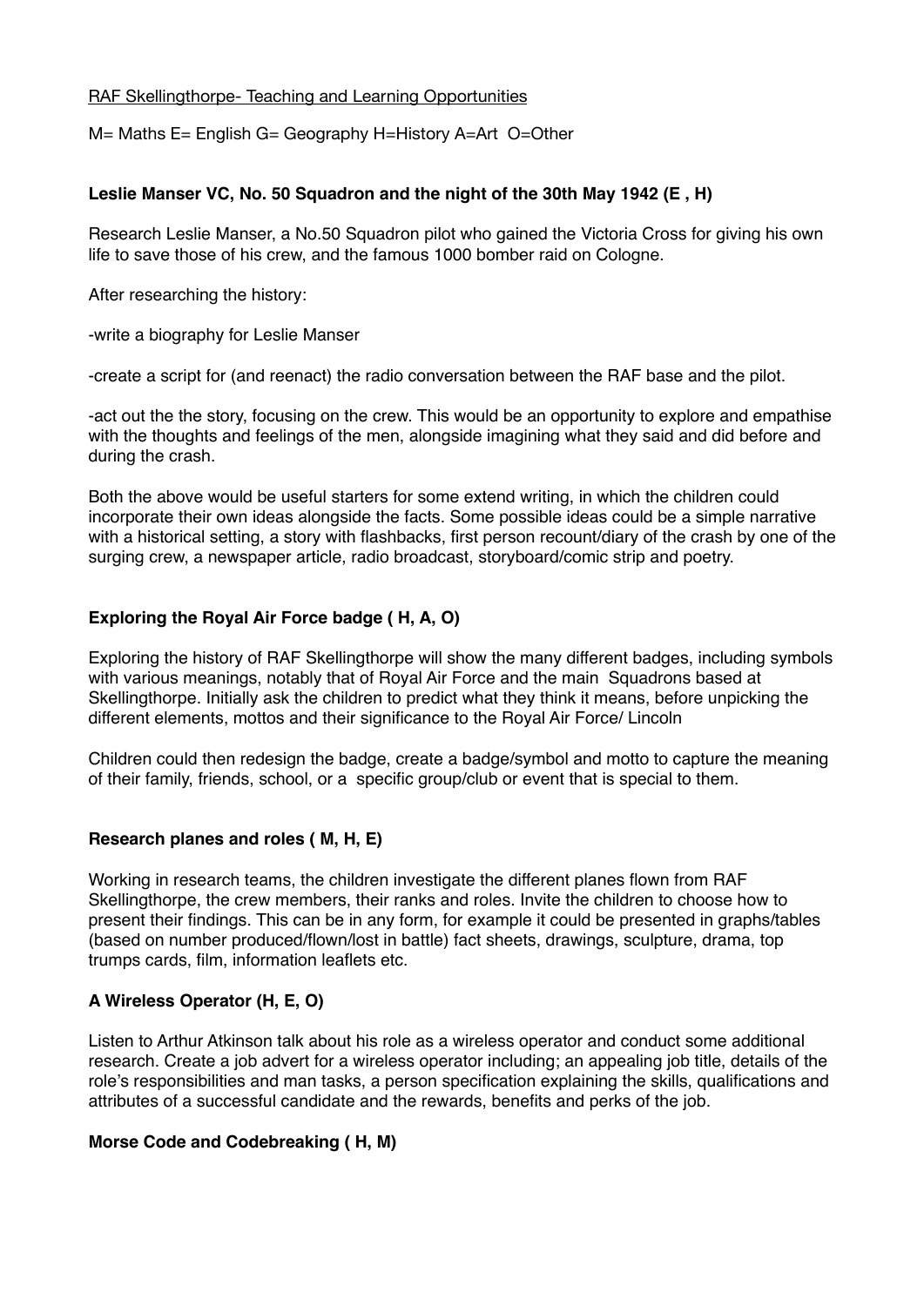RAF Skellingthorpe- Teaching and Learning Opportunities

M= Maths E= English G= Geography H=History A=Art O=Other

**Leslie Manser VC, No. 50 Squadron and the night of the 30th May 1942 (E , H)**

Research Leslie Manser, a No.50 Squadron pilot who gained the Victoria Cross for giving his own life to save those of his crew, and the famous 1000 bomber raid on Cologne.

After researching the history:

-write a biography for Leslie Manser

-create a script for (and reenact) the radio conversation between the RAF base and the pilot.

-act out the the story, focusing on the crew. This would be an opportunity to explore and empathise with the thoughts and feelings of the men, alongside imagining what they said and did before and during the crash.

Both the above would be useful starters for some extend writing, in which the children could incorporate their own ideas alongside the facts. Some possible ideas could be a simple narrative with a historical setting, a story with flashbacks, first person recount/diary of the crash by one of the surging crew, a newspaper article, radio broadcast, storyboard/comic strip and poetry.

**Exploring the Royal Air Force badge ( H, A, O)**

Exploring the history of RAF Skellingthorpe will show the many different badges, including symbols with various meanings, notably that of Royal Air Force and the main Squadrons based at Skellingthorpe. Initially ask the children to predict what they think it means, before unpicking the different elements, mottos and their significance to the Royal Air Force/ Lincoln

Children could then redesign the badge, create a badge/symbol and motto to capture the meaning of their family, friends, school, or a specific group/club or event that is special to them.

**Research planes and roles ( M, H, E)**

Working in research teams, the children investigate the different planes flown from RAF Skellingthorpe, the crew members, their ranks and roles. Invite the children to choose how to present their findings. This can be in any form, for example it could be presented in graphs/tables (based on number produced/flown/lost in battle) fact sheets, drawings, sculpture, drama, top trumps cards, film, information leaflets etc.

**A Wireless Operator (H, E, O)**

Listen to Arthur Atkinson talk about his role as a wireless operator and conduct some additional research. Create a job advert for a wireless operator including; an appealing job title, details of the role's responsibilities and man tasks, a person specification explaining the skills, qualifications and attributes of a successful candidate and the rewards, benefits and perks of the job.

**Morse Code and Codebreaking ( H, M)**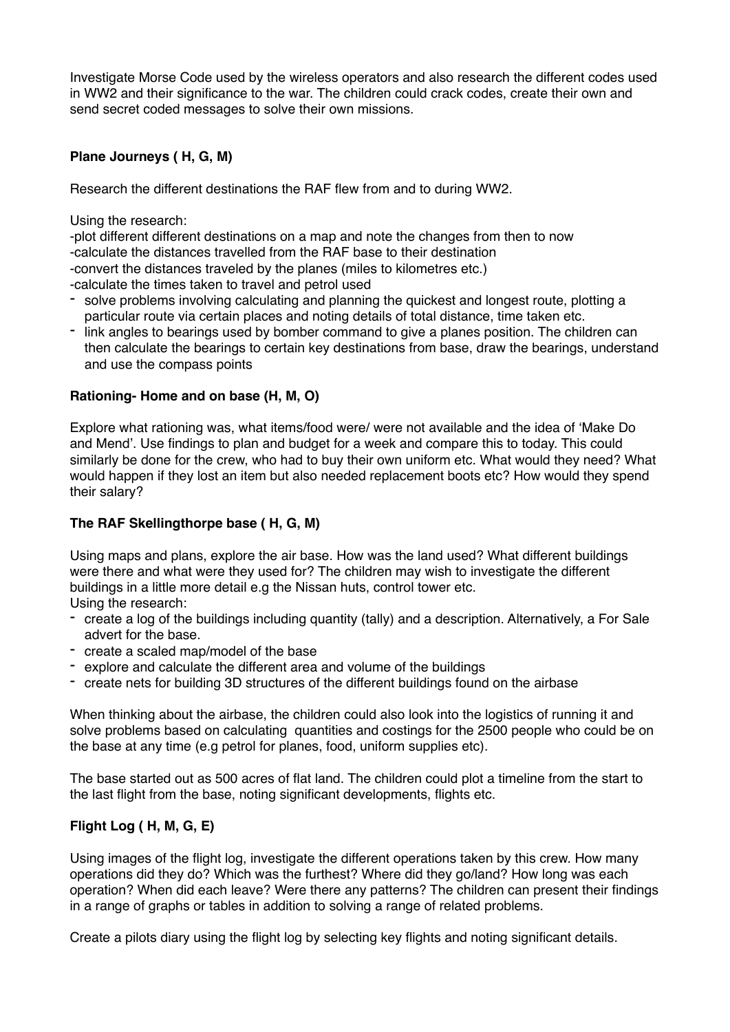Investigate Morse Code used by the wireless operators and also research the different codes used in WW2 and their significance to the war. The children could crack codes, create their own and send secret coded messages to solve their own missions.

**Plane Journeys ( H, G, M)**

Research the different destinations the RAF flew from and to during WW2.

Using the research:
-plot different different destinations on a map and note the changes from then to now
-calculate the distances travelled from the RAF base to their destination
-convert the distances traveled by the planes (miles to kilometres etc.)
-calculate the times taken to travel and petrol used

- solve problems involving calculating and planning the quickest and longest route, plotting a particular route via certain places and noting details of total distance, time taken etc.
- link angles to bearings used by bomber command to give a planes position. The children can then calculate the bearings to certain key destinations from base, draw the bearings, understand and use the compass points

**Rationing- Home and on base (H, M, O)**

Explore what rationing was, what items/food were/ were not available and the idea of 'Make Do and Mend'. Use findings to plan and budget for a week and compare this to today. This could similarly be done for the crew, who had to buy their own uniform etc. What would they need? What would happen if they lost an item but also needed replacement boots etc? How would they spend their salary?

**The RAF Skellingthorpe base ( H, G, M)**

Using maps and plans, explore the air base. How was the land used? What different buildings were there and what were they used for? The children may wish to investigate the different buildings in a little more detail e.g the Nissan huts, control tower etc.
Using the research:

- create a log of the buildings including quantity (tally) and a description. Alternatively, a For Sale advert for the base.
- create a scaled map/model of the base
- explore and calculate the different area and volume of the buildings
- create nets for building 3D structures of the different buildings found on the airbase

When thinking about the airbase, the children could also look into the logistics of running it and solve problems based on calculating  quantities and costings for the 2500 people who could be on the base at any time (e.g petrol for planes, food, uniform supplies etc).

The base started out as 500 acres of flat land. The children could plot a timeline from the start to the last flight from the base, noting significant developments, flights etc.

**Flight Log ( H, M, G, E)**

Using images of the flight log, investigate the different operations taken by this crew. How many operations did they do? Which was the furthest? Where did they go/land? How long was each operation? When did each leave? Were there any patterns? The children can present their findings in a range of graphs or tables in addition to solving a range of related problems.

Create a pilots diary using the flight log by selecting key flights and noting significant details.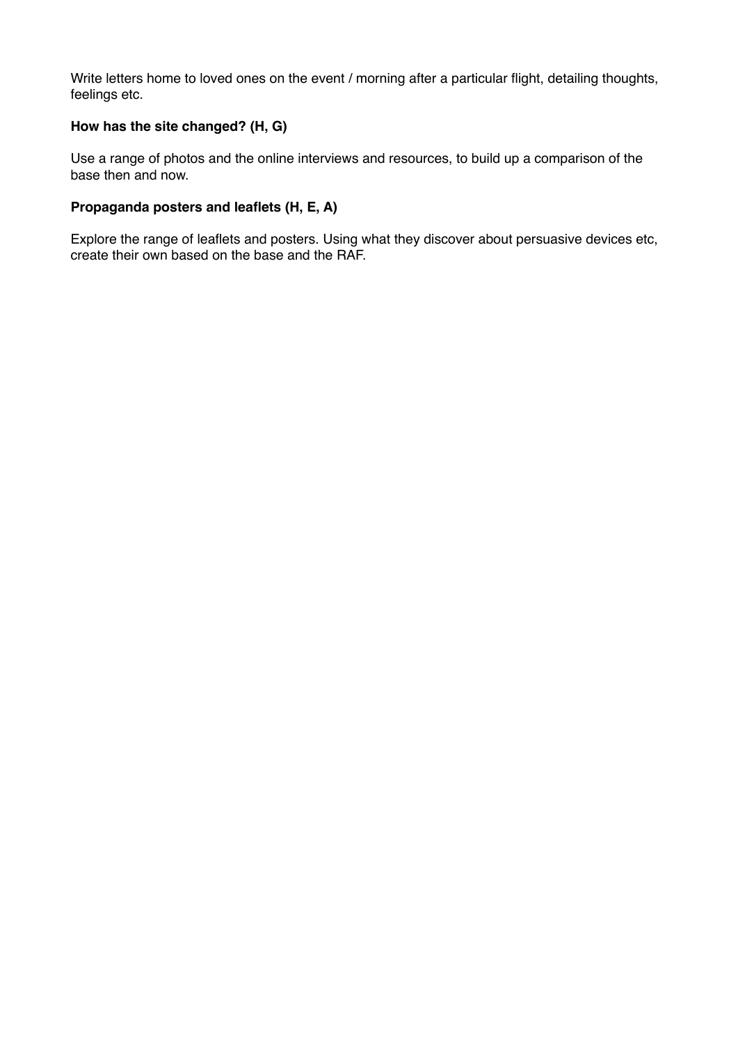Write letters home to loved ones on the event / morning after a particular flight, detailing thoughts, feelings etc.

**How has the site changed? (H, G)**

Use a range of photos and the online interviews and resources, to build up a comparison of the base then and now.

**Propaganda posters and leaflets (H, E, A)**

Explore the range of leaflets and posters. Using what they discover about persuasive devices etc, create their own based on the base and the RAF.